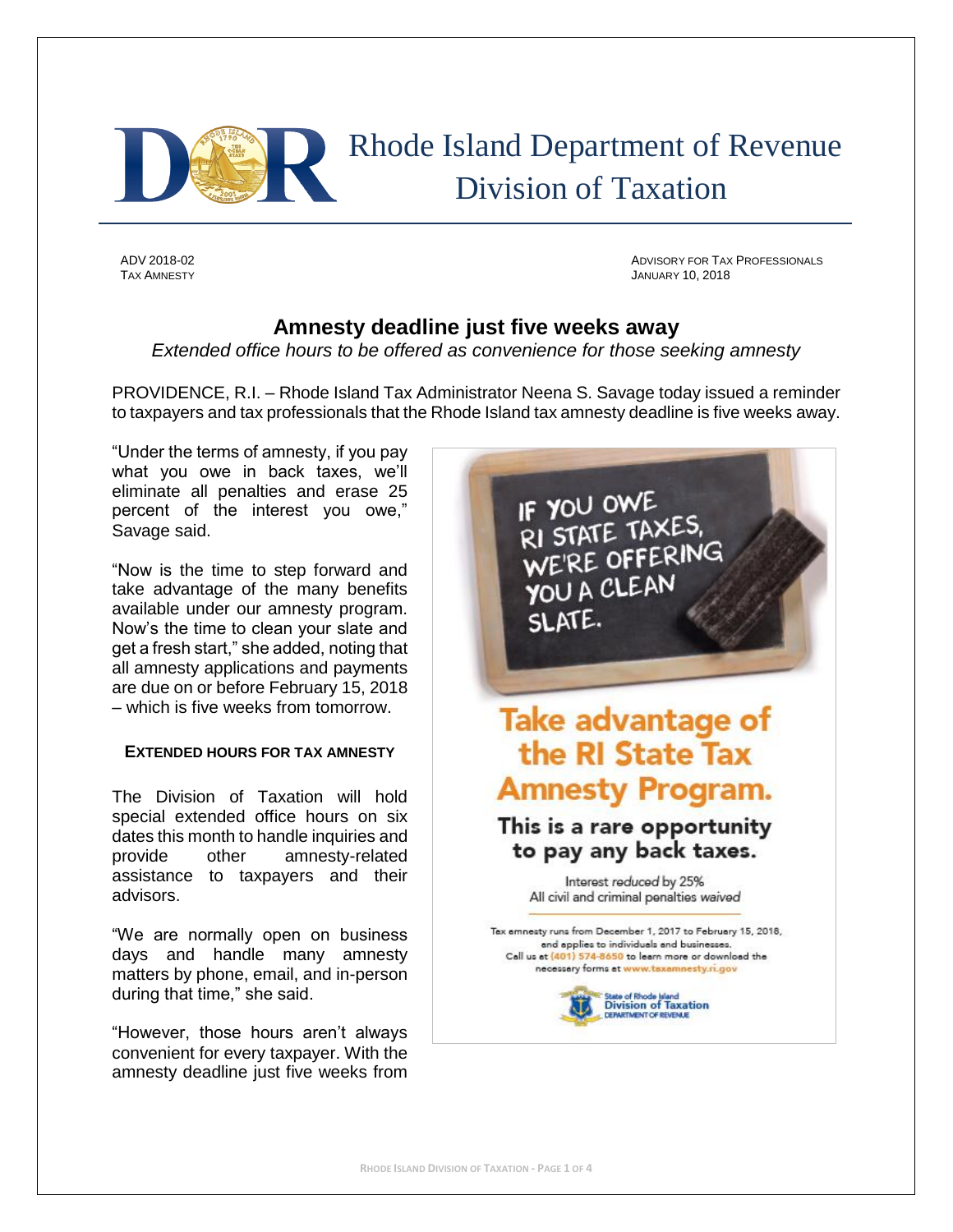# Rhode Island Department of Revenue
## Division of Taxation

ADV 2018-02
TAX AMNESTY

ADVISORY FOR TAX PROFESSIONALS
JANUARY 10, 2018

## Amnesty deadline just five weeks away

*Extended office hours to be offered as convenience for those seeking amnesty*

PROVIDENCE, R.I. – Rhode Island Tax Administrator Neena S. Savage today issued a reminder to taxpayers and tax professionals that the Rhode Island tax amnesty deadline is five weeks away.

"Under the terms of amnesty, if you pay what you owe in back taxes, we'll eliminate all penalties and erase 25 percent of the interest you owe," Savage said.

"Now is the time to step forward and take advantage of the many benefits available under our amnesty program. Now's the time to clean your slate and get a fresh start," she added, noting that all amnesty applications and payments are due on or before February 15, 2018 – which is five weeks from tomorrow.

IF YOU OWE RI STATE TAXES, WE'RE OFFERING YOU A CLEAN SLATE.

**Take advantage of the RI State Tax Amnesty Program.**

**This is a rare opportunity to pay any back taxes.**

Interest *reduced* by 25%
All civil and criminal penalties *waived*

Tax amnesty runs from December 1, 2017 to February 15, 2018, and applies to individuals and businesses. Call us at (401) 574-8650 to learn more or download the necessary forms at www.taxamnesty.ri.gov

State of Rhode Island Division of Taxation DEPARTMENT OF REVENUE

### EXTENDED HOURS FOR TAX AMNESTY

The Division of Taxation will hold special extended office hours on six dates this month to handle inquiries and provide other amnesty-related assistance to taxpayers and their advisors.

"We are normally open on business days and handle many amnesty matters by phone, email, and in-person during that time," she said.

"However, those hours aren't always convenient for every taxpayer. With the amnesty deadline just five weeks from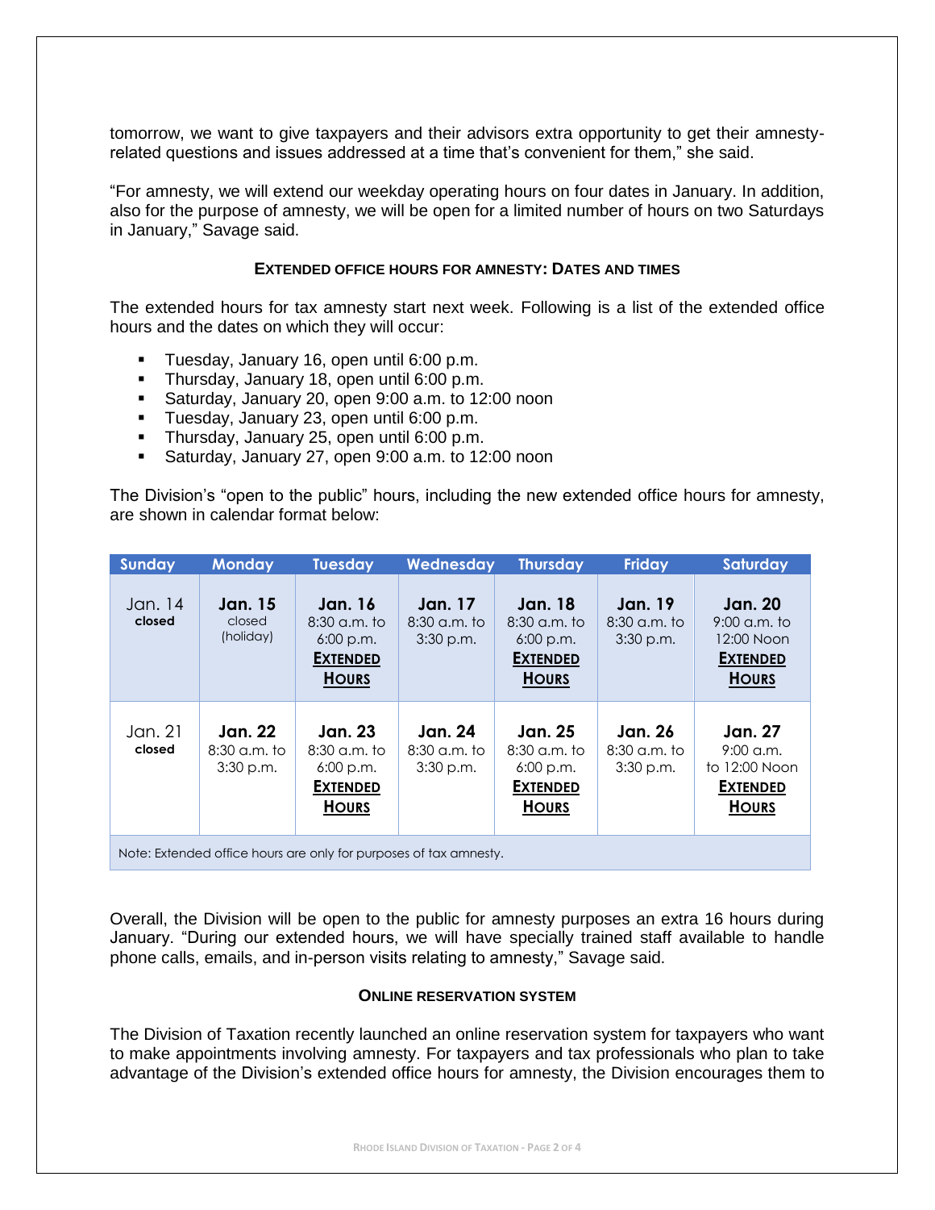tomorrow, we want to give taxpayers and their advisors extra opportunity to get their amnesty-related questions and issues addressed at a time that's convenient for them," she said.

"For amnesty, we will extend our weekday operating hours on four dates in January. In addition, also for the purpose of amnesty, we will be open for a limited number of hours on two Saturdays in January," Savage said.

### EXTENDED OFFICE HOURS FOR AMNESTY: DATES AND TIMES

The extended hours for tax amnesty start next week. Following is a list of the extended office hours and the dates on which they will occur:

- Tuesday, January 16, open until 6:00 p.m.
- Thursday, January 18, open until 6:00 p.m.
- Saturday, January 20, open 9:00 a.m. to 12:00 noon
- Tuesday, January 23, open until 6:00 p.m.
- Thursday, January 25, open until 6:00 p.m.
- Saturday, January 27, open 9:00 a.m. to 12:00 noon

The Division's "open to the public" hours, including the new extended office hours for amnesty, are shown in calendar format below:

| Sunday | Monday | Tuesday | Wednesday | Thursday | Friday | Saturday |
|---|---|---|---|---|---|---|
| Jan. 14 **closed** | **Jan. 15** closed (holiday) | **Jan. 16** 8:30 a.m. to 6:00 p.m. **EXTENDED HOURS** | **Jan. 17** 8:30 a.m. to 3:30 p.m. | **Jan. 18** 8:30 a.m. to 6:00 p.m. **EXTENDED HOURS** | **Jan. 19** 8:30 a.m. to 3:30 p.m. | **Jan. 20** 9:00 a.m. to 12:00 Noon **EXTENDED HOURS** |
| Jan. 21 **closed** | **Jan. 22** 8:30 a.m. to 3:30 p.m. | **Jan. 23** 8:30 a.m. to 6:00 p.m. **EXTENDED HOURS** | **Jan. 24** 8:30 a.m. to 3:30 p.m. | **Jan. 25** 8:30 a.m. to 6:00 p.m. **EXTENDED HOURS** | **Jan. 26** 8:30 a.m. to 3:30 p.m. | **Jan. 27** 9:00 a.m. to 12:00 Noon **EXTENDED HOURS** |

Note: Extended office hours are only for purposes of tax amnesty.

Overall, the Division will be open to the public for amnesty purposes an extra 16 hours during January. "During our extended hours, we will have specially trained staff available to handle phone calls, emails, and in-person visits relating to amnesty," Savage said.

### ONLINE RESERVATION SYSTEM

The Division of Taxation recently launched an online reservation system for taxpayers who want to make appointments involving amnesty. For taxpayers and tax professionals who plan to take advantage of the Division's extended office hours for amnesty, the Division encourages them to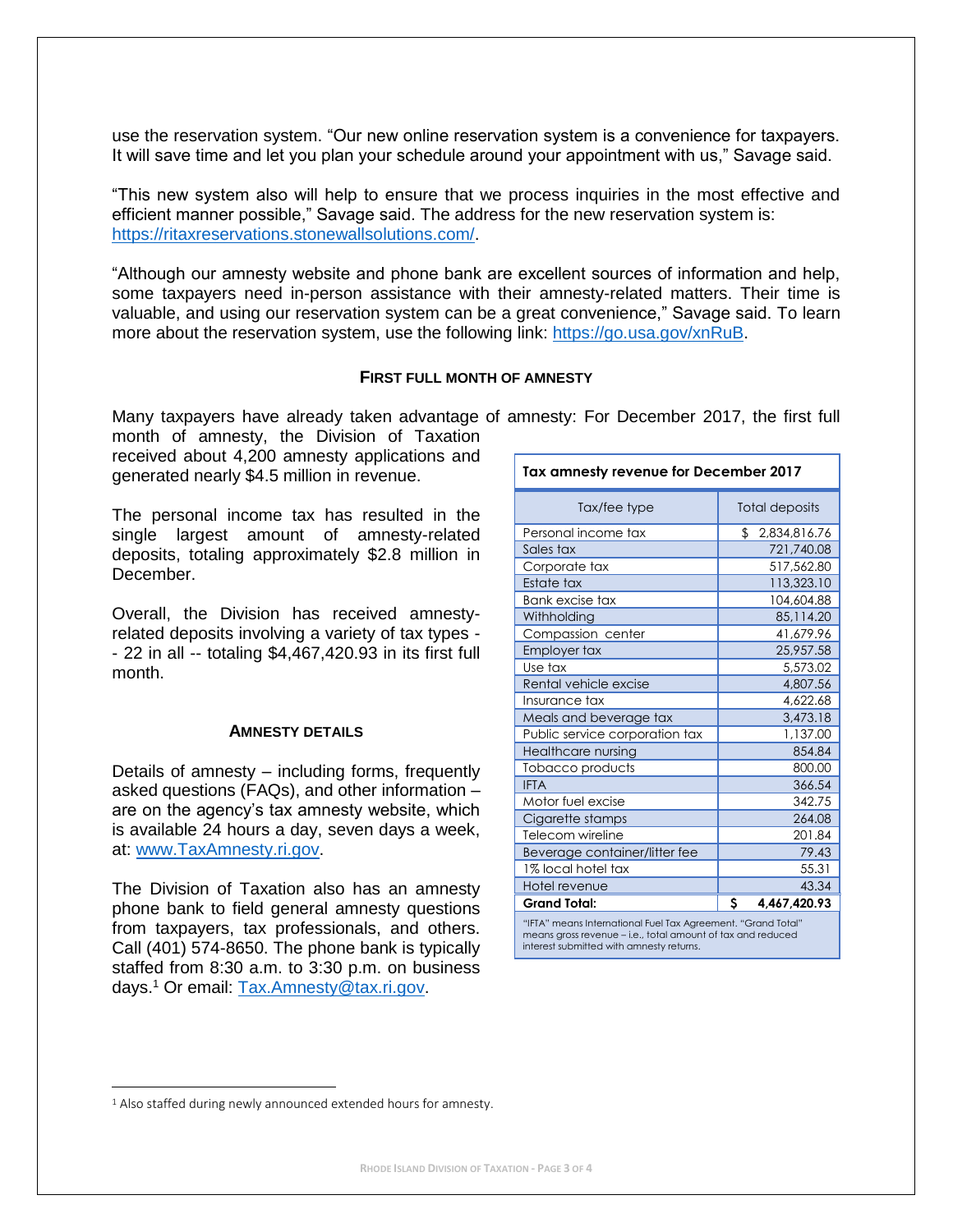use the reservation system. "Our new online reservation system is a convenience for taxpayers. It will save time and let you plan your schedule around your appointment with us," Savage said.

"This new system also will help to ensure that we process inquiries in the most effective and efficient manner possible," Savage said. The address for the new reservation system is: https://ritaxreservations.stonewallsolutions.com/.

"Although our amnesty website and phone bank are excellent sources of information and help, some taxpayers need in-person assistance with their amnesty-related matters. Their time is valuable, and using our reservation system can be a great convenience," Savage said. To learn more about the reservation system, use the following link: https://go.usa.gov/xnRuB.

## FIRST FULL MONTH OF AMNESTY

Many taxpayers have already taken advantage of amnesty: For December 2017, the first full month of amnesty, the Division of Taxation received about 4,200 amnesty applications and generated nearly $4.5 million in revenue.

The personal income tax has resulted in the single largest amount of amnesty-related deposits, totaling approximately $2.8 million in December.

Overall, the Division has received amnesty-related deposits involving a variety of tax types -- 22 in all -- totaling $4,467,420.93 in its first full month.

**Tax amnesty revenue for December 2017**

| Tax/fee type | Total deposits |
|---|---|
| Personal income tax | $ 2,834,816.76 |
| Sales tax | 721,740.08 |
| Corporate tax | 517,562.80 |
| Estate tax | 113,323.10 |
| Bank excise tax | 104,604.88 |
| Withholding | 85,114.20 |
| Compassion center | 41,679.96 |
| Employer tax | 25,957.58 |
| Use tax | 5,573.02 |
| Rental vehicle excise | 4,807.56 |
| Insurance tax | 4,622.68 |
| Meals and beverage tax | 3,473.18 |
| Public service corporation tax | 1,137.00 |
| Healthcare nursing | 854.84 |
| Tobacco products | 800.00 |
| IFTA | 366.54 |
| Motor fuel excise | 342.75 |
| Cigarette stamps | 264.08 |
| Telecom wireline | 201.84 |
| Beverage container/litter fee | 79.43 |
| 1% local hotel tax | 55.31 |
| Hotel revenue | 43.34 |
| **Grand Total:** | **$ 4,467,420.93** |

"IFTA" means International Fuel Tax Agreement. "Grand Total" means gross revenue – i.e., total amount of tax and reduced interest submitted with amnesty returns.

## AMNESTY DETAILS

Details of amnesty – including forms, frequently asked questions (FAQs), and other information – are on the agency's tax amnesty website, which is available 24 hours a day, seven days a week, at: www.TaxAmnesty.ri.gov.

The Division of Taxation also has an amnesty phone bank to field general amnesty questions from taxpayers, tax professionals, and others. Call (401) 574-8650. The phone bank is typically staffed from 8:30 a.m. to 3:30 p.m. on business days.[1] Or email: Tax.Amnesty@tax.ri.gov.

[1] Also staffed during newly announced extended hours for amnesty.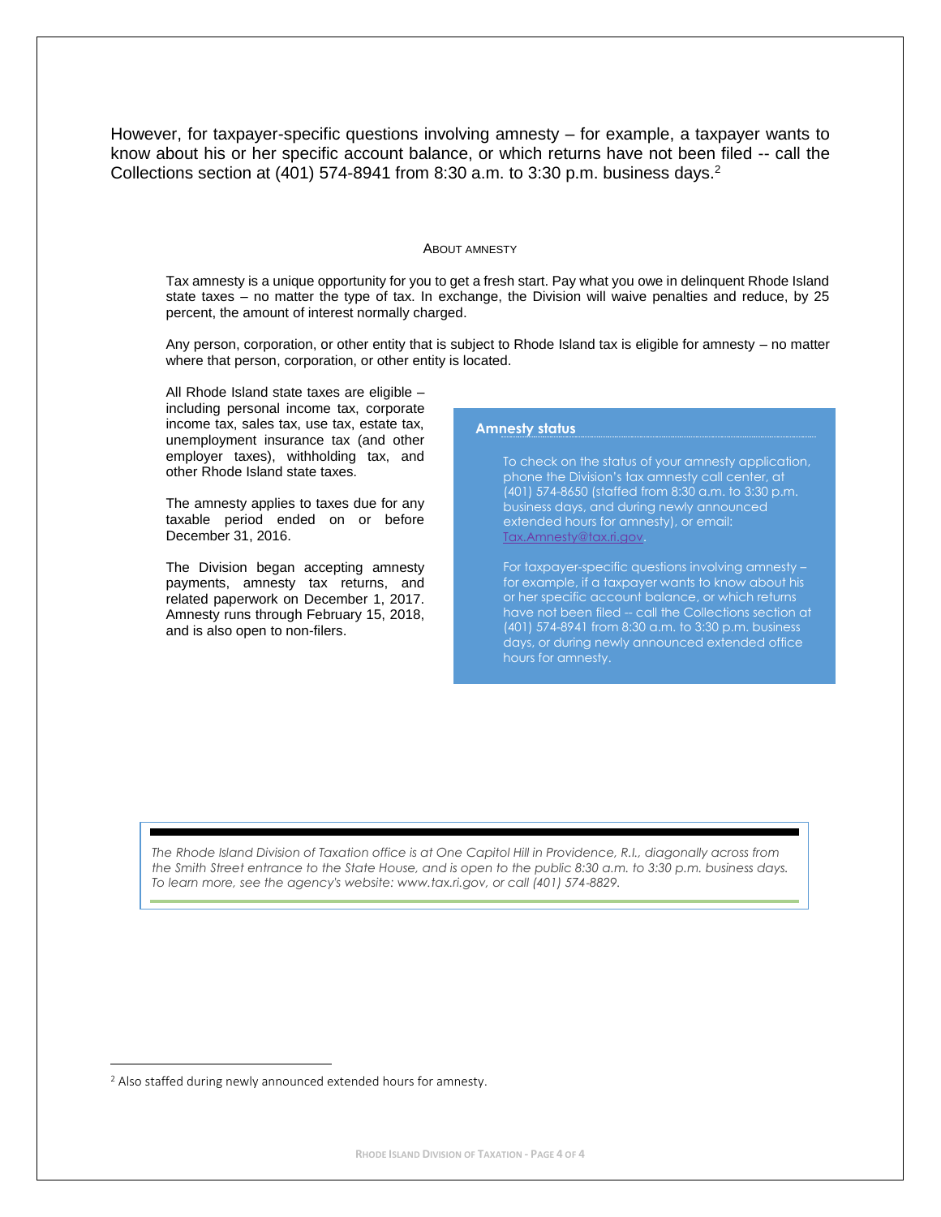However, for taxpayer-specific questions involving amnesty – for example, a taxpayer wants to know about his or her specific account balance, or which returns have not been filed -- call the Collections section at (401) 574-8941 from 8:30 a.m. to 3:30 p.m. business days.[2]

## About amnesty

Tax amnesty is a unique opportunity for you to get a fresh start. Pay what you owe in delinquent Rhode Island state taxes – no matter the type of tax. In exchange, the Division will waive penalties and reduce, by 25 percent, the amount of interest normally charged.

Any person, corporation, or other entity that is subject to Rhode Island tax is eligible for amnesty – no matter where that person, corporation, or other entity is located.

All Rhode Island state taxes are eligible – including personal income tax, corporate income tax, sales tax, use tax, estate tax, unemployment insurance tax (and other employer taxes), withholding tax, and other Rhode Island state taxes.

The amnesty applies to taxes due for any taxable period ended on or before December 31, 2016.

The Division began accepting amnesty payments, amnesty tax returns, and related paperwork on December 1, 2017. Amnesty runs through February 15, 2018, and is also open to non-filers.

### Amnesty status

To check on the status of your amnesty application, phone the Division's tax amnesty call center, at (401) 574-8650 (staffed from 8:30 a.m. to 3:30 p.m. business days, and during newly announced extended hours for amnesty), or email: Tax.Amnesty@tax.ri.gov.

For taxpayer-specific questions involving amnesty – for example, if a taxpayer wants to know about his or her specific account balance, or which returns have not been filed -- call the Collections section at (401) 574-8941 from 8:30 a.m. to 3:30 p.m. business days, or during newly announced extended office hours for amnesty.

---

*The Rhode Island Division of Taxation office is at One Capitol Hill in Providence, R.I., diagonally across from the Smith Street entrance to the State House, and is open to the public 8:30 a.m. to 3:30 p.m. business days. To learn more, see the agency's website: www.tax.ri.gov, or call (401) 574-8829.*

---

[2] Also staffed during newly announced extended hours for amnesty.